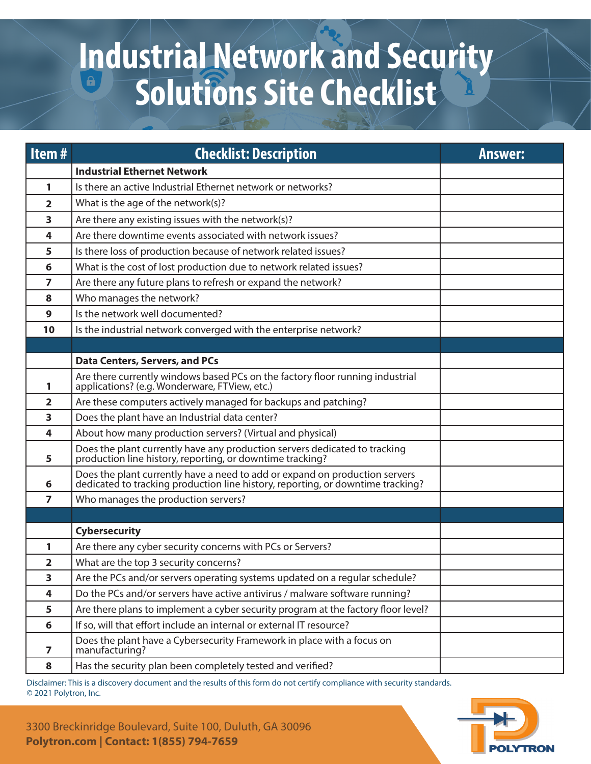# Industrial Network and Security Solutions Site Checklist

| Item # | Checklist: Description | Answer: |
|---|---|---|
| | **Industrial Ethernet Network** | |
| 1 | Is there an active Industrial Ethernet network or networks? | |
| 2 | What is the age of the network(s)? | |
| 3 | Are there any existing issues with the network(s)? | |
| 4 | Are there downtime events associated with network issues? | |
| 5 | Is there loss of production because of network related issues? | |
| 6 | What is the cost of lost production due to network related issues? | |
| 7 | Are there any future plans to refresh or expand the network? | |
| 8 | Who manages the network? | |
| 9 | Is the network well documented? | |
| 10 | Is the industrial network converged with the enterprise network? | |
| | | |
| | **Data Centers, Servers, and PCs** | |
| 1 | Are there currently windows based PCs on the factory floor running industrial applications? (e.g. Wonderware, FTView, etc.) | |
| 2 | Are these computers actively managed for backups and patching? | |
| 3 | Does the plant have an Industrial data center? | |
| 4 | About how many production servers? (Virtual and physical) | |
| 5 | Does the plant currently have any production servers dedicated to tracking production line history, reporting, or downtime tracking? | |
| 6 | Does the plant currently have a need to add or expand on production servers dedicated to tracking production line history, reporting, or downtime tracking? | |
| 7 | Who manages the production servers? | |
| | | |
| | **Cybersecurity** | |
| 1 | Are there any cyber security concerns with PCs or Servers? | |
| 2 | What are the top 3 security concerns? | |
| 3 | Are the PCs and/or servers operating systems updated on a regular schedule? | |
| 4 | Do the PCs and/or servers have active antivirus / malware software running? | |
| 5 | Are there plans to implement a cyber security program at the factory floor level? | |
| 6 | If so, will that effort include an internal or external IT resource? | |
| 7 | Does the plant have a Cybersecurity Framework in place with a focus on manufacturing? | |
| 8 | Has the security plan been completely tested and verified? | |

Disclaimer: This is a discovery document and the results of this form do not certify compliance with security standards.
© 2021 Polytron, Inc.

3300 Breckinridge Boulevard, Suite 100, Duluth, GA 30096
**Polytron.com | Contact: 1(855) 794-7659**

POLYTRON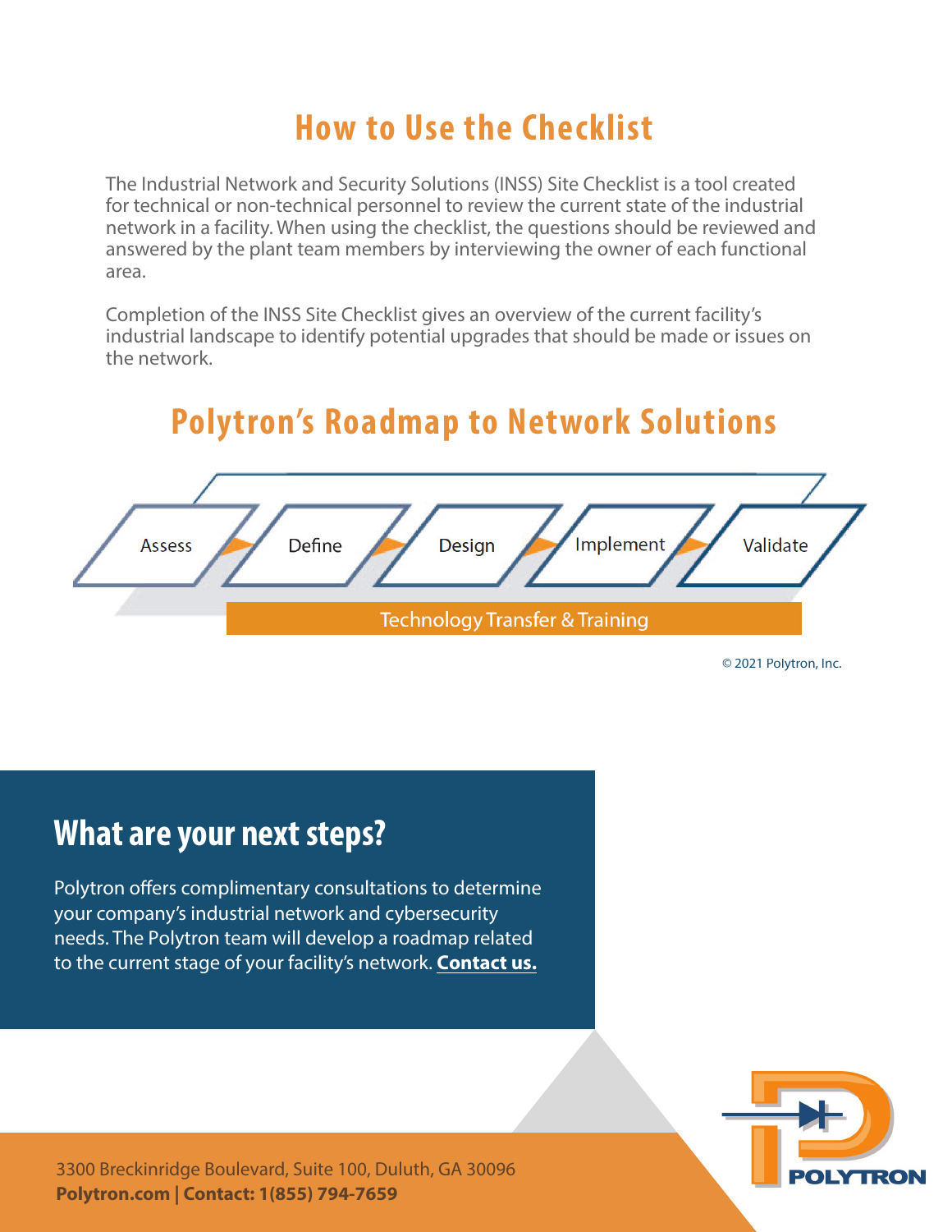# How to Use the Checklist

The Industrial Network and Security Solutions (INSS) Site Checklist is a tool created for technical or non-technical personnel to review the current state of the industrial network in a facility. When using the checklist, the questions should be reviewed and answered by the plant team members by interviewing the owner of each functional area.

Completion of the INSS Site Checklist gives an overview of the current facility's industrial landscape to identify potential upgrades that should be made or issues on the network.

# Polytron's Roadmap to Network Solutions

Assess
Define
Design
Implement
Validate
Technology Transfer & Training

© 2021 Polytron, Inc.

## What are your next steps?

Polytron offers complimentary consultations to determine your company's industrial network and cybersecurity needs. The Polytron team will develop a roadmap related to the current stage of your facility's network. **Contact us.**

3300 Breckinridge Boulevard, Suite 100, Duluth, GA 30096
**Polytron.com | Contact: 1(855) 794-7659**

POLYTRON